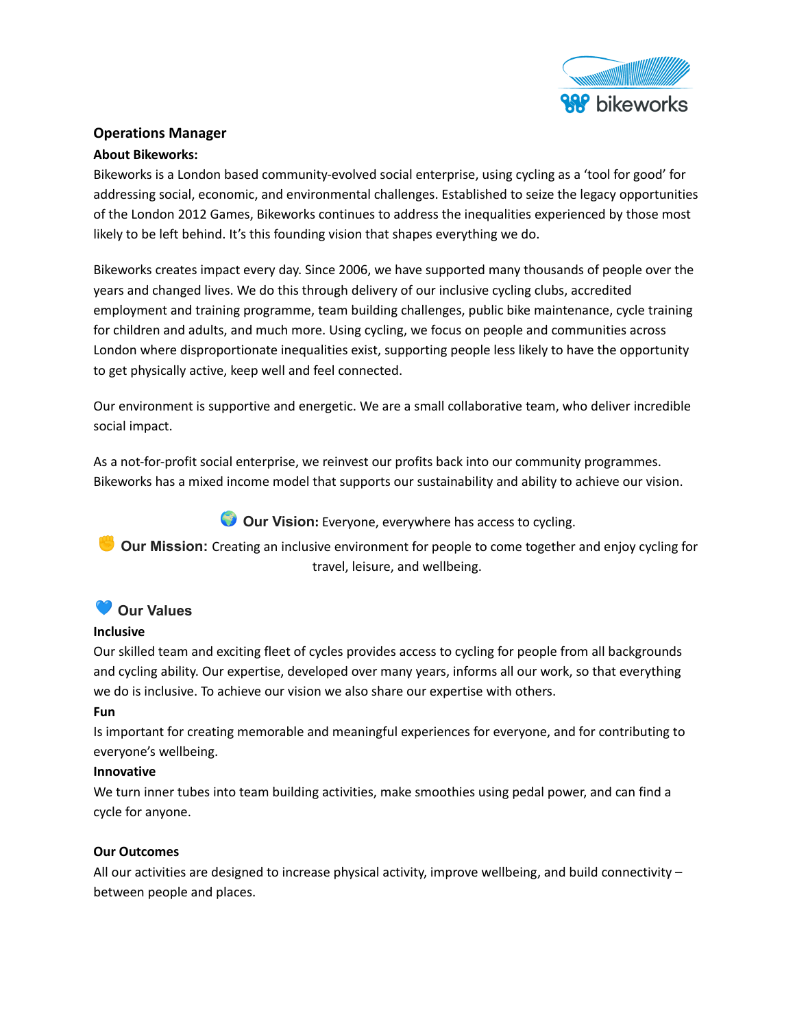# Operations Manager

## About Bikeworks:

Bikeworks is a London based community-evolved social enterprise, using cycling as a 'tool for good' for addressing social, economic, and environmental challenges. Established to seize the legacy opportunities of the London 2012 Games, Bikeworks continues to address the inequalities experienced by those most likely to be left behind. It's this founding vision that shapes everything we do.

Bikeworks creates impact every day. Since 2006, we have supported many thousands of people over the years and changed lives. We do this through delivery of our inclusive cycling clubs, accredited employment and training programme, team building challenges, public bike maintenance, cycle training for children and adults, and much more. Using cycling, we focus on people and communities across London where disproportionate inequalities exist, supporting people less likely to have the opportunity to get physically active, keep well and feel connected.

Our environment is supportive and energetic. We are a small collaborative team, who deliver incredible social impact.

As a not-for-profit social enterprise, we reinvest our profits back into our community programmes. Bikeworks has a mixed income model that supports our sustainability and ability to achieve our vision.

🌍 **Our Vision:** Everyone, everywhere has access to cycling.

✊ **Our Mission:** Creating an inclusive environment for people to come together and enjoy cycling for travel, leisure, and wellbeing.

## 💙 Our Values

**Inclusive**

Our skilled team and exciting fleet of cycles provides access to cycling for people from all backgrounds and cycling ability. Our expertise, developed over many years, informs all our work, so that everything we do is inclusive. To achieve our vision we also share our expertise with others.

**Fun**

Is important for creating memorable and meaningful experiences for everyone, and for contributing to everyone's wellbeing.

**Innovative**

We turn inner tubes into team building activities, make smoothies using pedal power, and can find a cycle for anyone.

## Our Outcomes

All our activities are designed to increase physical activity, improve wellbeing, and build connectivity – between people and places.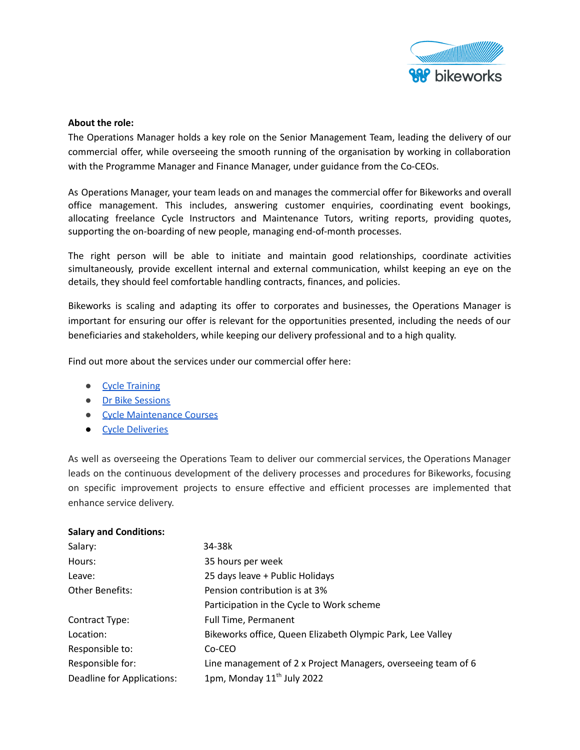**About the role:**

The Operations Manager holds a key role on the Senior Management Team, leading the delivery of our commercial offer, while overseeing the smooth running of the organisation by working in collaboration with the Programme Manager and Finance Manager, under guidance from the Co-CEOs.

As Operations Manager, your team leads on and manages the commercial offer for Bikeworks and overall office management. This includes, answering customer enquiries, coordinating event bookings, allocating freelance Cycle Instructors and Maintenance Tutors, writing reports, providing quotes, supporting the on-boarding of new people, managing end-of-month processes.

The right person will be able to initiate and maintain good relationships, coordinate activities simultaneously, provide excellent internal and external communication, whilst keeping an eye on the details, they should feel comfortable handling contracts, finances, and policies.

Bikeworks is scaling and adapting its offer to corporates and businesses, the Operations Manager is important for ensuring our offer is relevant for the opportunities presented, including the needs of our beneficiaries and stakeholders, while keeping our delivery professional and to a high quality.

Find out more about the services under our commercial offer here:

- Cycle Training
- Dr Bike Sessions
- Cycle Maintenance Courses
- Cycle Deliveries

As well as overseeing the Operations Team to deliver our commercial services, the Operations Manager leads on the continuous development of the delivery processes and procedures for Bikeworks, focusing on specific improvement projects to ensure effective and efficient processes are implemented that enhance service delivery.

**Salary and Conditions:**

| | |
|---|---|
| Salary: | 34-38k |
| Hours: | 35 hours per week |
| Leave: | 25 days leave + Public Holidays |
| Other Benefits: | Pension contribution is at 3% |
| | Participation in the Cycle to Work scheme |
| Contract Type: | Full Time, Permanent |
| Location: | Bikeworks office, Queen Elizabeth Olympic Park, Lee Valley |
| Responsible to: | Co-CEO |
| Responsible for: | Line management of 2 x Project Managers, overseeing team of 6 |
| Deadline for Applications: | 1pm, Monday 11th July 2022 |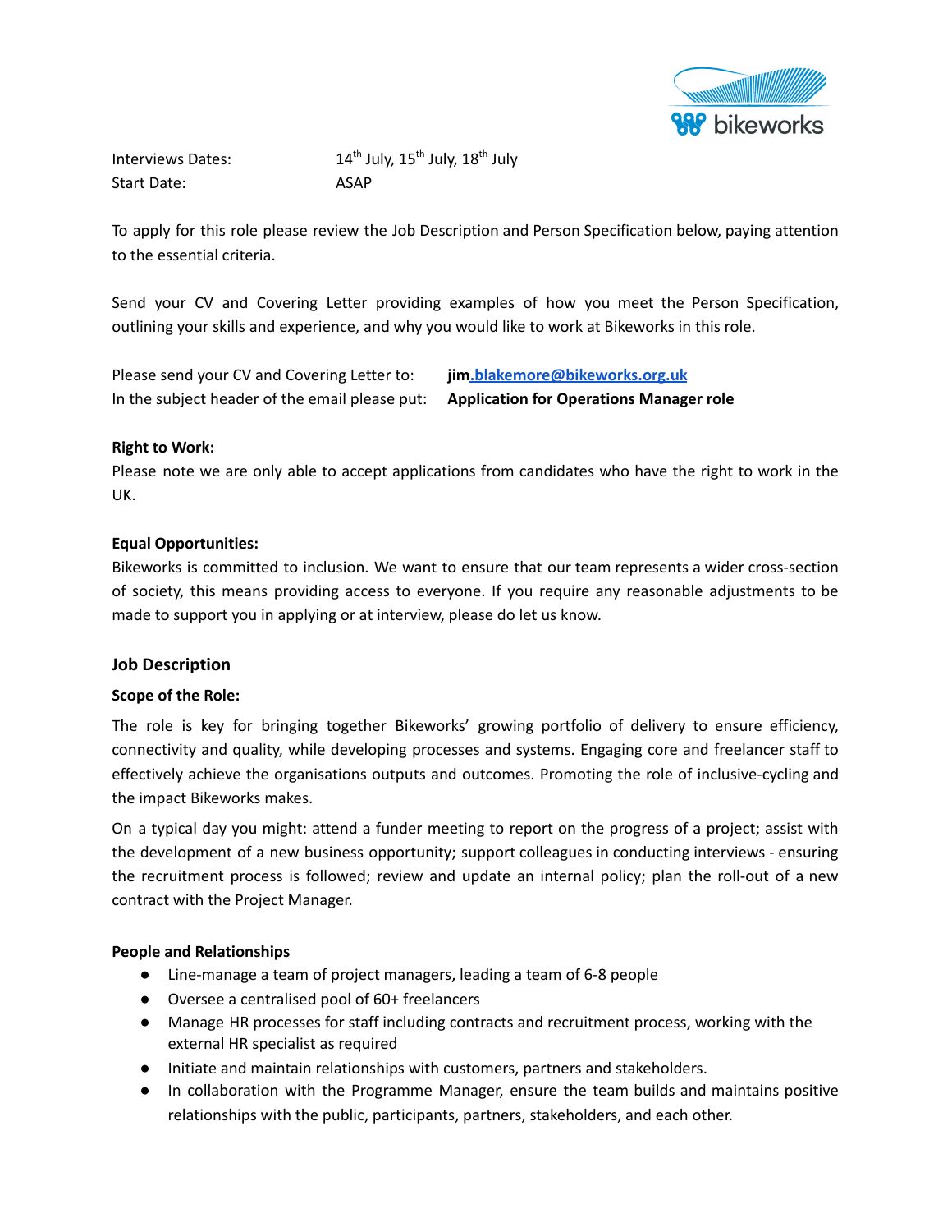Interviews Dates: 14th July, 15th July, 18th July
Start Date: ASAP

To apply for this role please review the Job Description and Person Specification below, paying attention to the essential criteria.

Send your CV and Covering Letter providing examples of how you meet the Person Specification, outlining your skills and experience, and why you would like to work at Bikeworks in this role.

Please send your CV and Covering Letter to: **jim.blakemore@bikeworks.org.uk**
In the subject header of the email please put: **Application for Operations Manager role**

**Right to Work:**
Please note we are only able to accept applications from candidates who have the right to work in the UK.

**Equal Opportunities:**
Bikeworks is committed to inclusion. We want to ensure that our team represents a wider cross-section of society, this means providing access to everyone. If you require any reasonable adjustments to be made to support you in applying or at interview, please do let us know.

## Job Description

**Scope of the Role:**

The role is key for bringing together Bikeworks' growing portfolio of delivery to ensure efficiency, connectivity and quality, while developing processes and systems. Engaging core and freelancer staff to effectively achieve the organisations outputs and outcomes. Promoting the role of inclusive-cycling and the impact Bikeworks makes.

On a typical day you might: attend a funder meeting to report on the progress of a project; assist with the development of a new business opportunity; support colleagues in conducting interviews - ensuring the recruitment process is followed; review and update an internal policy; plan the roll-out of a new contract with the Project Manager.

**People and Relationships**

- Line-manage a team of project managers, leading a team of 6-8 people
- Oversee a centralised pool of 60+ freelancers
- Manage HR processes for staff including contracts and recruitment process, working with the external HR specialist as required
- Initiate and maintain relationships with customers, partners and stakeholders.
- In collaboration with the Programme Manager, ensure the team builds and maintains positive relationships with the public, participants, partners, stakeholders, and each other.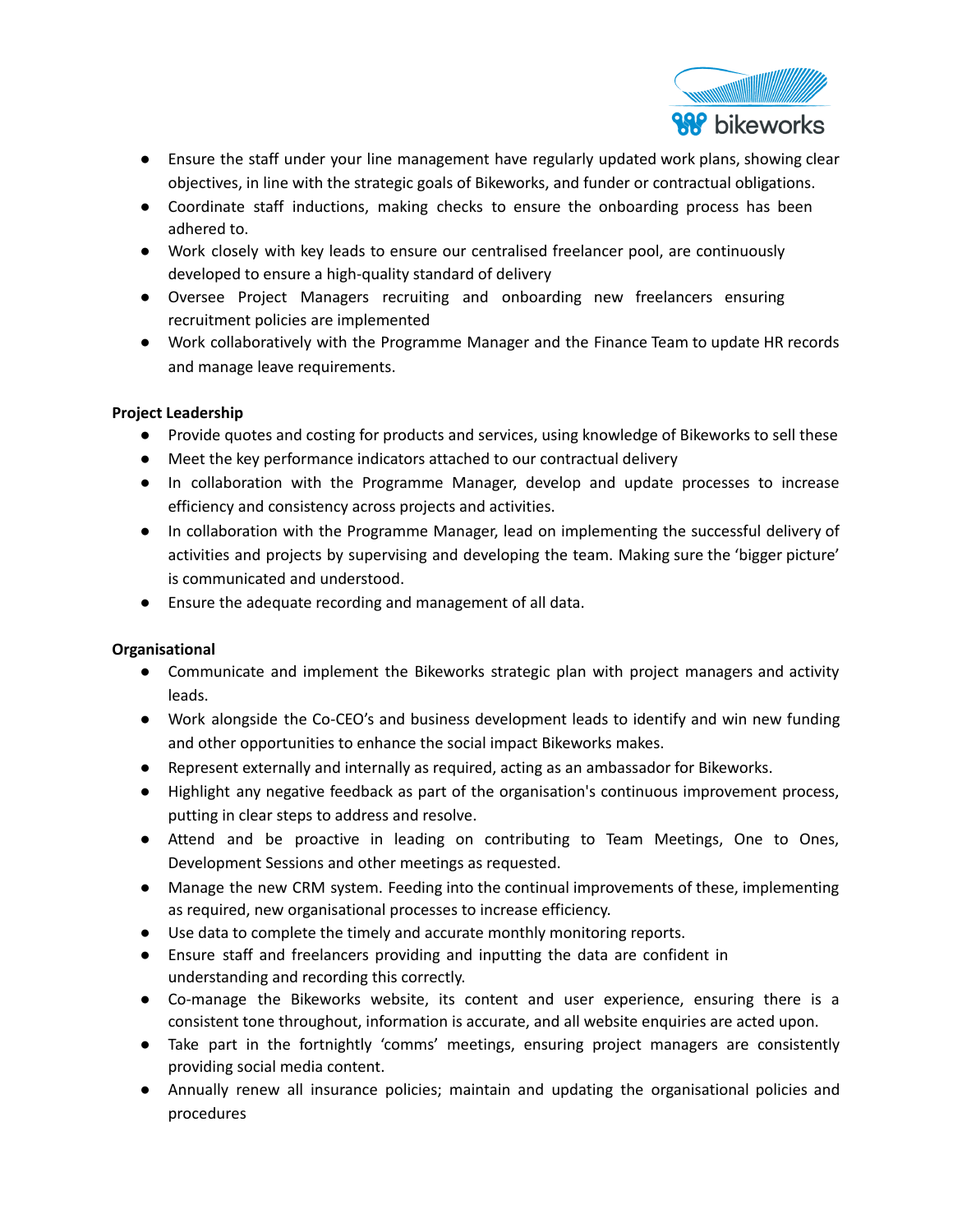- Ensure the staff under your line management have regularly updated work plans, showing clear objectives, in line with the strategic goals of Bikeworks, and funder or contractual obligations.
- Coordinate staff inductions, making checks to ensure the onboarding process has been adhered to.
- Work closely with key leads to ensure our centralised freelancer pool, are continuously developed to ensure a high-quality standard of delivery
- Oversee Project Managers recruiting and onboarding new freelancers ensuring recruitment policies are implemented
- Work collaboratively with the Programme Manager and the Finance Team to update HR records and manage leave requirements.

**Project Leadership**

- Provide quotes and costing for products and services, using knowledge of Bikeworks to sell these
- Meet the key performance indicators attached to our contractual delivery
- In collaboration with the Programme Manager, develop and update processes to increase efficiency and consistency across projects and activities.
- In collaboration with the Programme Manager, lead on implementing the successful delivery of activities and projects by supervising and developing the team. Making sure the 'bigger picture' is communicated and understood.
- Ensure the adequate recording and management of all data.

**Organisational**

- Communicate and implement the Bikeworks strategic plan with project managers and activity leads.
- Work alongside the Co-CEO's and business development leads to identify and win new funding and other opportunities to enhance the social impact Bikeworks makes.
- Represent externally and internally as required, acting as an ambassador for Bikeworks.
- Highlight any negative feedback as part of the organisation's continuous improvement process, putting in clear steps to address and resolve.
- Attend and be proactive in leading on contributing to Team Meetings, One to Ones, Development Sessions and other meetings as requested.
- Manage the new CRM system. Feeding into the continual improvements of these, implementing as required, new organisational processes to increase efficiency.
- Use data to complete the timely and accurate monthly monitoring reports.
- Ensure staff and freelancers providing and inputting the data are confident in understanding and recording this correctly.
- Co-manage the Bikeworks website, its content and user experience, ensuring there is a consistent tone throughout, information is accurate, and all website enquiries are acted upon.
- Take part in the fortnightly 'comms' meetings, ensuring project managers are consistently providing social media content.
- Annually renew all insurance policies; maintain and updating the organisational policies and procedures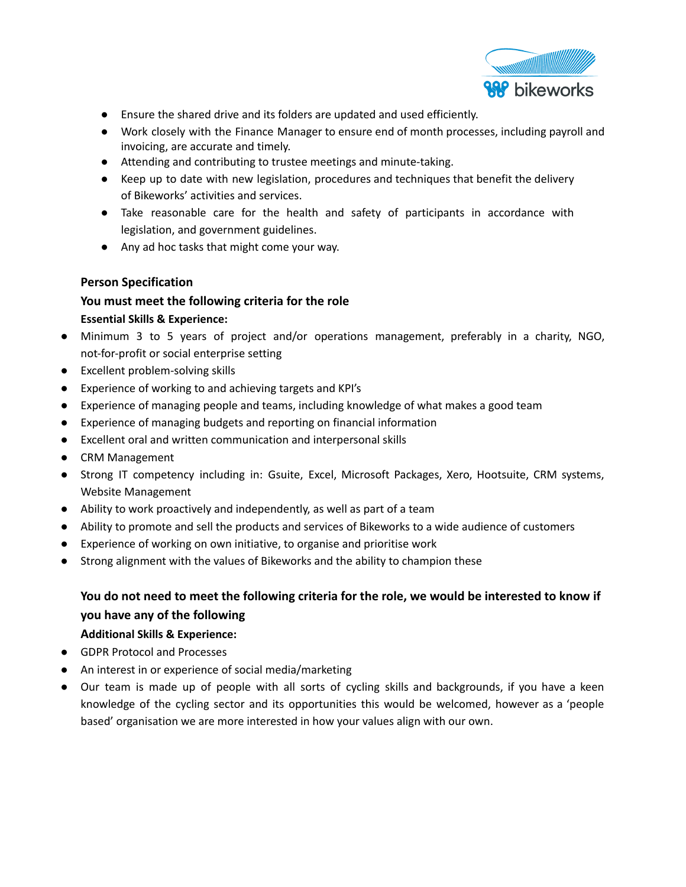- Ensure the shared drive and its folders are updated and used efficiently.
- Work closely with the Finance Manager to ensure end of month processes, including payroll and invoicing, are accurate and timely.
- Attending and contributing to trustee meetings and minute-taking.
- Keep up to date with new legislation, procedures and techniques that benefit the delivery of Bikeworks' activities and services.
- Take reasonable care for the health and safety of participants in accordance with legislation, and government guidelines.
- Any ad hoc tasks that might come your way.

**Person Specification**

**You must meet the following criteria for the role**

**Essential Skills & Experience:**

- Minimum 3 to 5 years of project and/or operations management, preferably in a charity, NGO, not-for-profit or social enterprise setting
- Excellent problem-solving skills
- Experience of working to and achieving targets and KPI's
- Experience of managing people and teams, including knowledge of what makes a good team
- Experience of managing budgets and reporting on financial information
- Excellent oral and written communication and interpersonal skills
- CRM Management
- Strong IT competency including in: Gsuite, Excel, Microsoft Packages, Xero, Hootsuite, CRM systems, Website Management
- Ability to work proactively and independently, as well as part of a team
- Ability to promote and sell the products and services of Bikeworks to a wide audience of customers
- Experience of working on own initiative, to organise and prioritise work
- Strong alignment with the values of Bikeworks and the ability to champion these

**You do not need to meet the following criteria for the role, we would be interested to know if you have any of the following**

**Additional Skills & Experience:**

- GDPR Protocol and Processes
- An interest in or experience of social media/marketing
- Our team is made up of people with all sorts of cycling skills and backgrounds, if you have a keen knowledge of the cycling sector and its opportunities this would be welcomed, however as a 'people based' organisation we are more interested in how your values align with our own.